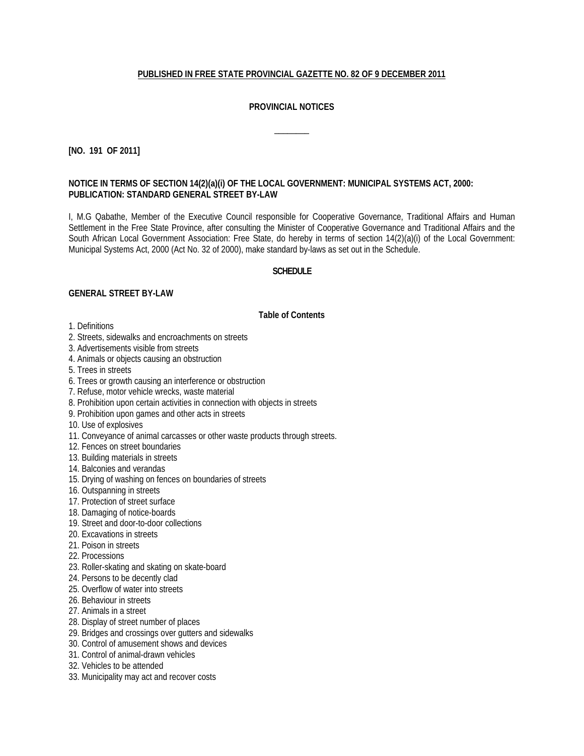**PUBLISHED IN FREE STATE PROVINCIAL GAZETTE NO. 82 OF 9 DECEMBER 2011**

**PROVINCIAL NOTICES**

---

**[NO. 191 OF 2011]**

**NOTICE IN TERMS OF SECTION 14(2)(a)(i) OF THE LOCAL GOVERNMENT: MUNICIPAL SYSTEMS ACT, 2000: PUBLICATION: STANDARD GENERAL STREET BY-LAW**

I, M.G Qabathe, Member of the Executive Council responsible for Cooperative Governance, Traditional Affairs and Human Settlement in the Free State Province, after consulting the Minister of Cooperative Governance and Traditional Affairs and the South African Local Government Association: Free State, do hereby in terms of section 14(2)(a)(i) of the Local Government: Municipal Systems Act, 2000 (Act No. 32 of 2000), make standard by-laws as set out in the Schedule.

**SCHEDULE**

**GENERAL STREET BY-LAW**

**Table of Contents**

1. Definitions
2. Streets, sidewalks and encroachments on streets
3. Advertisements visible from streets
4. Animals or objects causing an obstruction
5. Trees in streets
6. Trees or growth causing an interference or obstruction
7. Refuse, motor vehicle wrecks, waste material
8. Prohibition upon certain activities in connection with objects in streets
9. Prohibition upon games and other acts in streets
10. Use of explosives
11. Conveyance of animal carcasses or other waste products through streets.
12. Fences on street boundaries
13. Building materials in streets
14. Balconies and verandas
15. Drying of washing on fences on boundaries of streets
16. Outspanning in streets
17. Protection of street surface
18. Damaging of notice-boards
19. Street and door-to-door collections
20. Excavations in streets
21. Poison in streets
22. Processions
23. Roller-skating and skating on skate-board
24. Persons to be decently clad
25. Overflow of water into streets
26. Behaviour in streets
27. Animals in a street
28. Display of street number of places
29. Bridges and crossings over gutters and sidewalks
30. Control of amusement shows and devices
31. Control of animal-drawn vehicles
32. Vehicles to be attended
33. Municipality may act and recover costs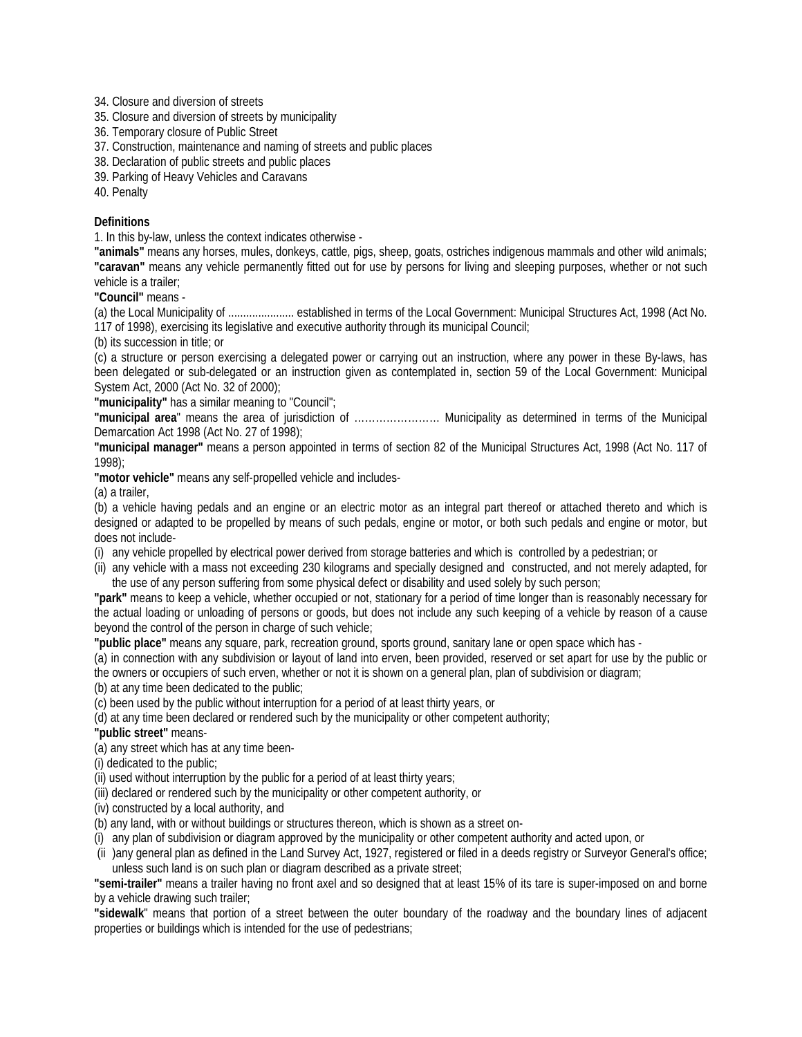34. Closure and diversion of streets
35. Closure and diversion of streets by municipality
36. Temporary closure of Public Street
37. Construction, maintenance and naming of streets and public places
38. Declaration of public streets and public places
39. Parking of Heavy Vehicles and Caravans
40. Penalty

**Definitions**

1. In this by-law, unless the context indicates otherwise -

**"animals"** means any horses, mules, donkeys, cattle, pigs, sheep, goats, ostriches indigenous mammals and other wild animals;

**"caravan"** means any vehicle permanently fitted out for use by persons for living and sleeping purposes, whether or not such vehicle is a trailer;

**"Council"** means -

(a) the Local Municipality of ...................... established in terms of the Local Government: Municipal Structures Act, 1998 (Act No. 117 of 1998), exercising its legislative and executive authority through its municipal Council;

(b) its succession in title; or

(c) a structure or person exercising a delegated power or carrying out an instruction, where any power in these By-laws, has been delegated or sub-delegated or an instruction given as contemplated in, section 59 of the Local Government: Municipal System Act, 2000 (Act No. 32 of 2000);

**"municipality"** has a similar meaning to "Council";

**"municipal area**" means the area of jurisdiction of ……………………. Municipality as determined in terms of the Municipal Demarcation Act 1998 (Act No. 27 of 1998);

**"municipal manager"** means a person appointed in terms of section 82 of the Municipal Structures Act, 1998 (Act No. 117 of 1998);

**"motor vehicle"** means any self-propelled vehicle and includes-

(a) a trailer,

(b) a vehicle having pedals and an engine or an electric motor as an integral part thereof or attached thereto and which is designed or adapted to be propelled by means of such pedals, engine or motor, or both such pedals and engine or motor, but does not include-

(i) any vehicle propelled by electrical power derived from storage batteries and which is controlled by a pedestrian; or

(ii) any vehicle with a mass not exceeding 230 kilograms and specially designed and constructed, and not merely adapted, for the use of any person suffering from some physical defect or disability and used solely by such person;

**"park"** means to keep a vehicle, whether occupied or not, stationary for a period of time longer than is reasonably necessary for the actual loading or unloading of persons or goods, but does not include any such keeping of a vehicle by reason of a cause beyond the control of the person in charge of such vehicle;

**"public place"** means any square, park, recreation ground, sports ground, sanitary lane or open space which has -

(a) in connection with any subdivision or layout of land into erven, been provided, reserved or set apart for use by the public or the owners or occupiers of such erven, whether or not it is shown on a general plan, plan of subdivision or diagram;

(b) at any time been dedicated to the public;

(c) been used by the public without interruption for a period of at least thirty years, or

(d) at any time been declared or rendered such by the municipality or other competent authority;

**"public street"** means-

(a) any street which has at any time been-

(i) dedicated to the public;

(ii) used without interruption by the public for a period of at least thirty years;

(iii) declared or rendered such by the municipality or other competent authority, or

(iv) constructed by a local authority, and

(b) any land, with or without buildings or structures thereon, which is shown as a street on-

(i) any plan of subdivision or diagram approved by the municipality or other competent authority and acted upon, or

(ii )any general plan as defined in the Land Survey Act, 1927, registered or filed in a deeds registry or Surveyor General's office; unless such land is on such plan or diagram described as a private street;

**"semi-trailer"** means a trailer having no front axel and so designed that at least 15% of its tare is super-imposed on and borne by a vehicle drawing such trailer;

**"sidewalk**" means that portion of a street between the outer boundary of the roadway and the boundary lines of adjacent properties or buildings which is intended for the use of pedestrians;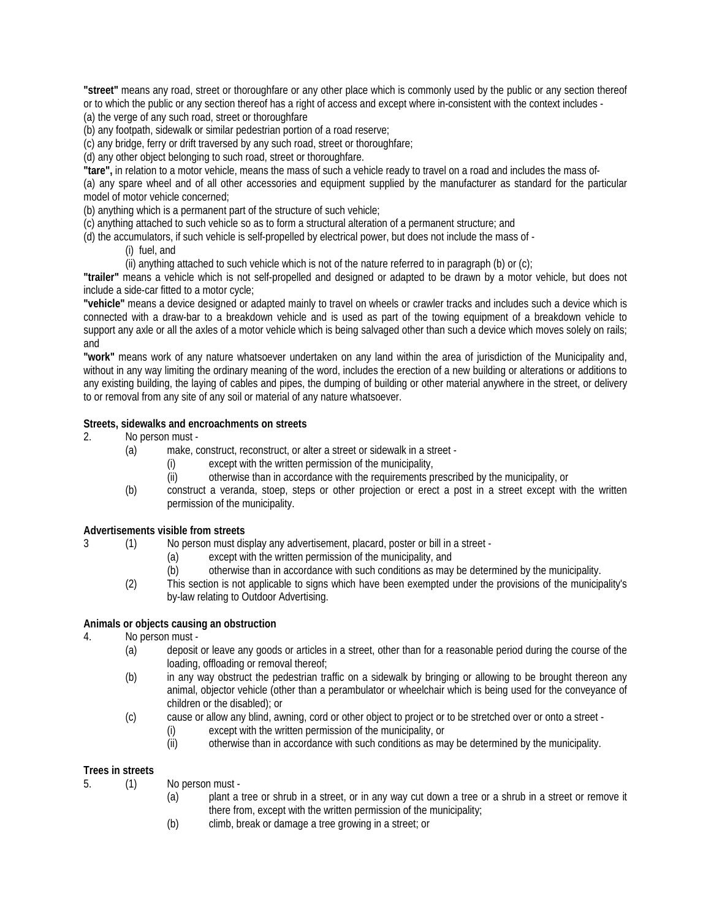**"street"** means any road, street or thoroughfare or any other place which is commonly used by the public or any section thereof or to which the public or any section thereof has a right of access and except where in-consistent with the context includes -

(a) the verge of any such road, street or thoroughfare

(b) any footpath, sidewalk or similar pedestrian portion of a road reserve;

(c) any bridge, ferry or drift traversed by any such road, street or thoroughfare;

(d) any other object belonging to such road, street or thoroughfare.

**"tare",** in relation to a motor vehicle, means the mass of such a vehicle ready to travel on a road and includes the mass of-

(a) any spare wheel and of all other accessories and equipment supplied by the manufacturer as standard for the particular model of motor vehicle concerned;

(b) anything which is a permanent part of the structure of such vehicle;

(c) anything attached to such vehicle so as to form a structural alteration of a permanent structure; and

(d) the accumulators, if such vehicle is self-propelled by electrical power, but does not include the mass of -

(i) fuel, and

(ii) anything attached to such vehicle which is not of the nature referred to in paragraph (b) or (c);

**"trailer"** means a vehicle which is not self-propelled and designed or adapted to be drawn by a motor vehicle, but does not include a side-car fitted to a motor cycle;

**"vehicle"** means a device designed or adapted mainly to travel on wheels or crawler tracks and includes such a device which is connected with a draw-bar to a breakdown vehicle and is used as part of the towing equipment of a breakdown vehicle to support any axle or all the axles of a motor vehicle which is being salvaged other than such a device which moves solely on rails; and

**"work"** means work of any nature whatsoever undertaken on any land within the area of jurisdiction of the Municipality and, without in any way limiting the ordinary meaning of the word, includes the erection of a new building or alterations or additions to any existing building, the laying of cables and pipes, the dumping of building or other material anywhere in the street, or delivery to or removal from any site of any soil or material of any nature whatsoever.

**Streets, sidewalks and encroachments on streets**

2. No person must -

(a) make, construct, reconstruct, or alter a street or sidewalk in a street -

(i) except with the written permission of the municipality,

(ii) otherwise than in accordance with the requirements prescribed by the municipality, or

(b) construct a veranda, stoep, steps or other projection or erect a post in a street except with the written permission of the municipality.

**Advertisements visible from streets**

3 (1) No person must display any advertisement, placard, poster or bill in a street -

(a) except with the written permission of the municipality, and

(b) otherwise than in accordance with such conditions as may be determined by the municipality.

(2) This section is not applicable to signs which have been exempted under the provisions of the municipality's by-law relating to Outdoor Advertising.

**Animals or objects causing an obstruction**

4. No person must -

(a) deposit or leave any goods or articles in a street, other than for a reasonable period during the course of the loading, offloading or removal thereof;

(b) in any way obstruct the pedestrian traffic on a sidewalk by bringing or allowing to be brought thereon any animal, objector vehicle (other than a perambulator or wheelchair which is being used for the conveyance of children or the disabled); or

(c) cause or allow any blind, awning, cord or other object to project or to be stretched over or onto a street -

(i) except with the written permission of the municipality, or

(ii) otherwise than in accordance with such conditions as may be determined by the municipality.

**Trees in streets**

5. (1) No person must -

(a) plant a tree or shrub in a street, or in any way cut down a tree or a shrub in a street or remove it there from, except with the written permission of the municipality;

(b) climb, break or damage a tree growing in a street; or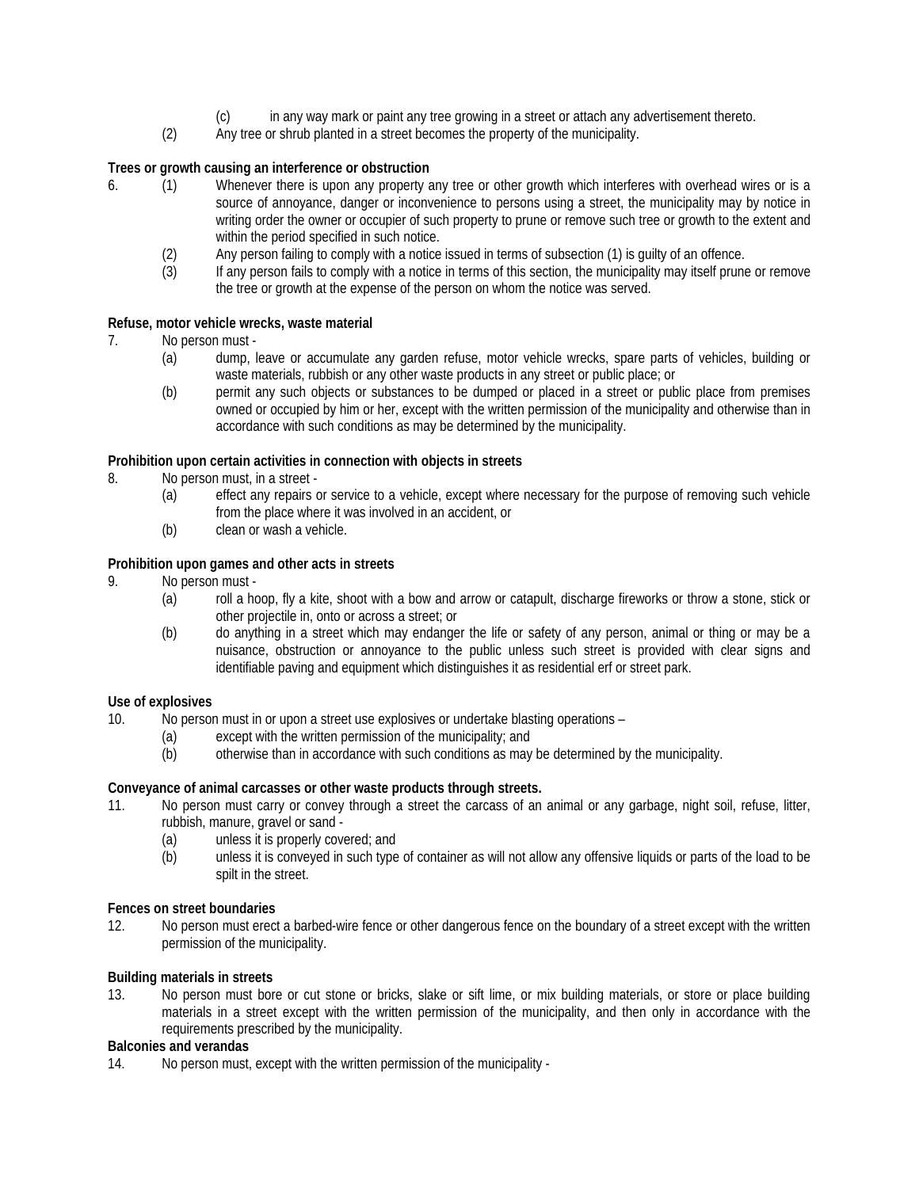(c) in any way mark or paint any tree growing in a street or attach any advertisement thereto.

(2) Any tree or shrub planted in a street becomes the property of the municipality.

**Trees or growth causing an interference or obstruction**

6. (1) Whenever there is upon any property any tree or other growth which interferes with overhead wires or is a source of annoyance, danger or inconvenience to persons using a street, the municipality may by notice in writing order the owner or occupier of such property to prune or remove such tree or growth to the extent and within the period specified in such notice.

(2) Any person failing to comply with a notice issued in terms of subsection (1) is guilty of an offence.

(3) If any person fails to comply with a notice in terms of this section, the municipality may itself prune or remove the tree or growth at the expense of the person on whom the notice was served.

**Refuse, motor vehicle wrecks, waste material**

7. No person must -

(a) dump, leave or accumulate any garden refuse, motor vehicle wrecks, spare parts of vehicles, building or waste materials, rubbish or any other waste products in any street or public place; or

(b) permit any such objects or substances to be dumped or placed in a street or public place from premises owned or occupied by him or her, except with the written permission of the municipality and otherwise than in accordance with such conditions as may be determined by the municipality.

**Prohibition upon certain activities in connection with objects in streets**

8. No person must, in a street -

(a) effect any repairs or service to a vehicle, except where necessary for the purpose of removing such vehicle from the place where it was involved in an accident, or

(b) clean or wash a vehicle.

**Prohibition upon games and other acts in streets**

9. No person must -

(a) roll a hoop, fly a kite, shoot with a bow and arrow or catapult, discharge fireworks or throw a stone, stick or other projectile in, onto or across a street; or

(b) do anything in a street which may endanger the life or safety of any person, animal or thing or may be a nuisance, obstruction or annoyance to the public unless such street is provided with clear signs and identifiable paving and equipment which distinguishes it as residential erf or street park.

**Use of explosives**

10. No person must in or upon a street use explosives or undertake blasting operations –

(a) except with the written permission of the municipality; and

(b) otherwise than in accordance with such conditions as may be determined by the municipality.

**Conveyance of animal carcasses or other waste products through streets.**

11. No person must carry or convey through a street the carcass of an animal or any garbage, night soil, refuse, litter, rubbish, manure, gravel or sand -

(a) unless it is properly covered; and

(b) unless it is conveyed in such type of container as will not allow any offensive liquids or parts of the load to be spilt in the street.

**Fences on street boundaries**

12. No person must erect a barbed-wire fence or other dangerous fence on the boundary of a street except with the written permission of the municipality.

**Building materials in streets**

13. No person must bore or cut stone or bricks, slake or sift lime, or mix building materials, or store or place building materials in a street except with the written permission of the municipality, and then only in accordance with the requirements prescribed by the municipality.

**Balconies and verandas**

14. No person must, except with the written permission of the municipality -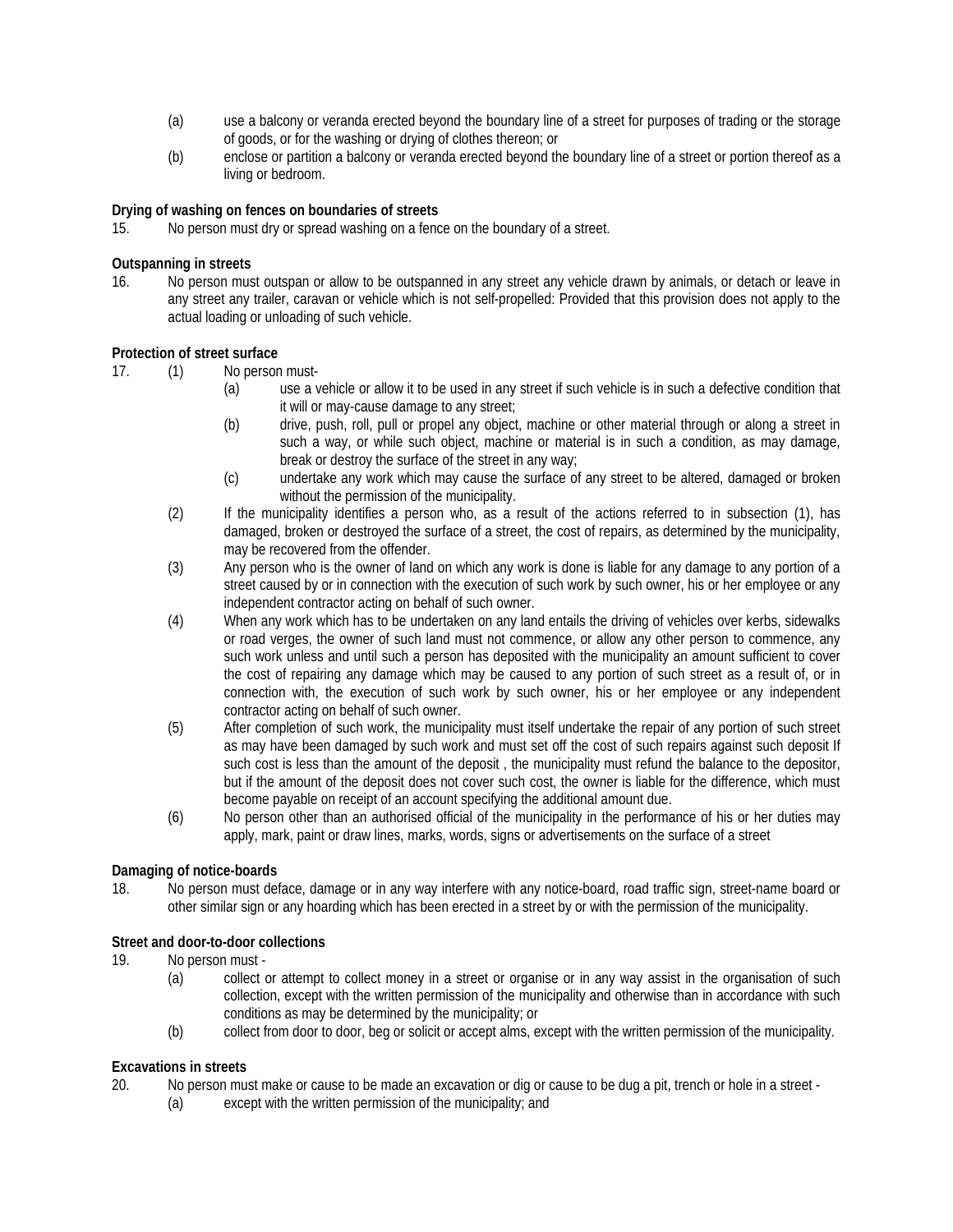(a) use a balcony or veranda erected beyond the boundary line of a street for purposes of trading or the storage of goods, or for the washing or drying of clothes thereon; or

(b) enclose or partition a balcony or veranda erected beyond the boundary line of a street or portion thereof as a living or bedroom.

**Drying of washing on fences on boundaries of streets**

15. No person must dry or spread washing on a fence on the boundary of a street.

**Outspanning in streets**

16. No person must outspan or allow to be outspanned in any street any vehicle drawn by animals, or detach or leave in any street any trailer, caravan or vehicle which is not self-propelled: Provided that this provision does not apply to the actual loading or unloading of such vehicle.

**Protection of street surface**

17. (1) No person must-

(a) use a vehicle or allow it to be used in any street if such vehicle is in such a defective condition that it will or may-cause damage to any street;

(b) drive, push, roll, pull or propel any object, machine or other material through or along a street in such a way, or while such object, machine or material is in such a condition, as may damage, break or destroy the surface of the street in any way;

(c) undertake any work which may cause the surface of any street to be altered, damaged or broken without the permission of the municipality.

(2) If the municipality identifies a person who, as a result of the actions referred to in subsection (1), has damaged, broken or destroyed the surface of a street, the cost of repairs, as determined by the municipality, may be recovered from the offender.

(3) Any person who is the owner of land on which any work is done is liable for any damage to any portion of a street caused by or in connection with the execution of such work by such owner, his or her employee or any independent contractor acting on behalf of such owner.

(4) When any work which has to be undertaken on any land entails the driving of vehicles over kerbs, sidewalks or road verges, the owner of such land must not commence, or allow any other person to commence, any such work unless and until such a person has deposited with the municipality an amount sufficient to cover the cost of repairing any damage which may be caused to any portion of such street as a result of, or in connection with, the execution of such work by such owner, his or her employee or any independent contractor acting on behalf of such owner.

(5) After completion of such work, the municipality must itself undertake the repair of any portion of such street as may have been damaged by such work and must set off the cost of such repairs against such deposit If such cost is less than the amount of the deposit , the municipality must refund the balance to the depositor, but if the amount of the deposit does not cover such cost, the owner is liable for the difference, which must become payable on receipt of an account specifying the additional amount due.

(6) No person other than an authorised official of the municipality in the performance of his or her duties may apply, mark, paint or draw lines, marks, words, signs or advertisements on the surface of a street

**Damaging of notice-boards**

18. No person must deface, damage or in any way interfere with any notice-board, road traffic sign, street-name board or other similar sign or any hoarding which has been erected in a street by or with the permission of the municipality.

**Street and door-to-door collections**

19. No person must -

(a) collect or attempt to collect money in a street or organise or in any way assist in the organisation of such collection, except with the written permission of the municipality and otherwise than in accordance with such conditions as may be determined by the municipality; or

(b) collect from door to door, beg or solicit or accept alms, except with the written permission of the municipality.

**Excavations in streets**

20. No person must make or cause to be made an excavation or dig or cause to be dug a pit, trench or hole in a street -

(a) except with the written permission of the municipality; and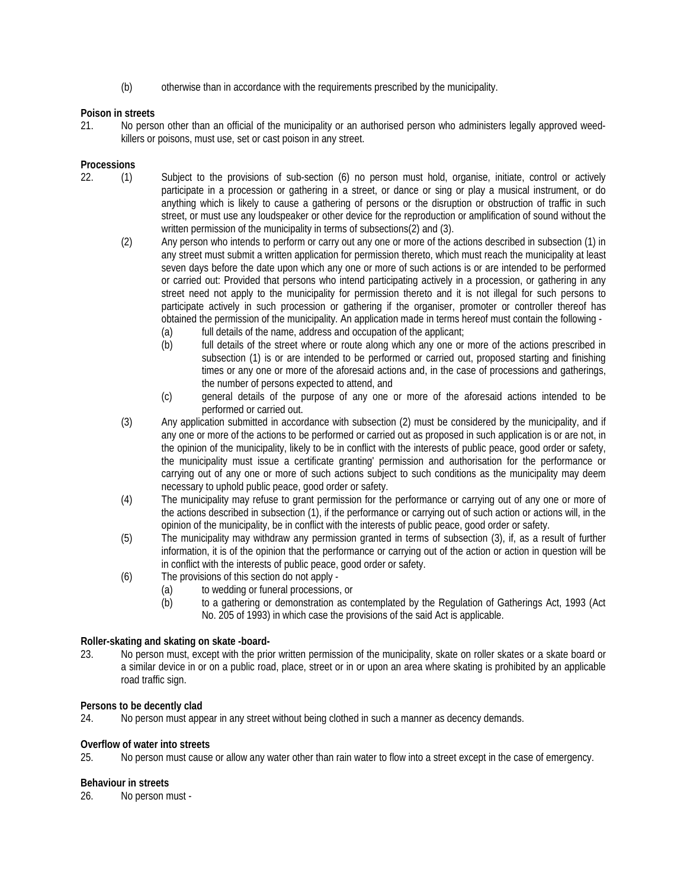(b) otherwise than in accordance with the requirements prescribed by the municipality.

**Poison in streets**

21. No person other than an official of the municipality or an authorised person who administers legally approved weed-killers or poisons, must use, set or cast poison in any street.

**Processions**

22. (1) Subject to the provisions of sub-section (6) no person must hold, organise, initiate, control or actively participate in a procession or gathering in a street, or dance or sing or play a musical instrument, or do anything which is likely to cause a gathering of persons or the disruption or obstruction of traffic in such street, or must use any loudspeaker or other device for the reproduction or amplification of sound without the written permission of the municipality in terms of subsections(2) and (3).

(2) Any person who intends to perform or carry out any one or more of the actions described in subsection (1) in any street must submit a written application for permission thereto, which must reach the municipality at least seven days before the date upon which any one or more of such actions is or are intended to be performed or carried out: Provided that persons who intend participating actively in a procession, or gathering in any street need not apply to the municipality for permission thereto and it is not illegal for such persons to participate actively in such procession or gathering if the organiser, promoter or controller thereof has obtained the permission of the municipality. An application made in terms hereof must contain the following -

(a) full details of the name, address and occupation of the applicant;

(b) full details of the street where or route along which any one or more of the actions prescribed in subsection (1) is or are intended to be performed or carried out, proposed starting and finishing times or any one or more of the aforesaid actions and, in the case of processions and gatherings, the number of persons expected to attend, and

(c) general details of the purpose of any one or more of the aforesaid actions intended to be performed or carried out.

(3) Any application submitted in accordance with subsection (2) must be considered by the municipality, and if any one or more of the actions to be performed or carried out as proposed in such application is or are not, in the opinion of the municipality, likely to be in conflict with the interests of public peace, good order or safety, the municipality must issue a certificate granting' permission and authorisation for the performance or carrying out of any one or more of such actions subject to such conditions as the municipality may deem necessary to uphold public peace, good order or safety.

(4) The municipality may refuse to grant permission for the performance or carrying out of any one or more of the actions described in subsection (1), if the performance or carrying out of such action or actions will, in the opinion of the municipality, be in conflict with the interests of public peace, good order or safety.

(5) The municipality may withdraw any permission granted in terms of subsection (3), if, as a result of further information, it is of the opinion that the performance or carrying out of the action or action in question will be in conflict with the interests of public peace, good order or safety.

(6) The provisions of this section do not apply -

(a) to wedding or funeral processions, or

(b) to a gathering or demonstration as contemplated by the Regulation of Gatherings Act, 1993 (Act No. 205 of 1993) in which case the provisions of the said Act is applicable.

**Roller-skating and skating on skate -board-**

23. No person must, except with the prior written permission of the municipality, skate on roller skates or a skate board or a similar device in or on a public road, place, street or in or upon an area where skating is prohibited by an applicable road traffic sign.

**Persons to be decently clad**

24. No person must appear in any street without being clothed in such a manner as decency demands.

**Overflow of water into streets**

25. No person must cause or allow any water other than rain water to flow into a street except in the case of emergency.

**Behaviour in streets**

26. No person must -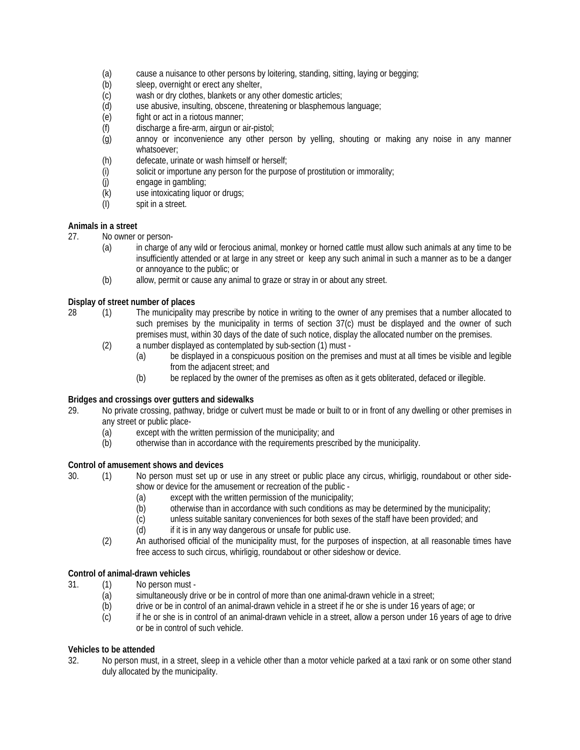(a) cause a nuisance to other persons by loitering, standing, sitting, laying or begging;
(b) sleep, overnight or erect any shelter,
(c) wash or dry clothes, blankets or any other domestic articles;
(d) use abusive, insulting, obscene, threatening or blasphemous language;
(e) fight or act in a riotous manner;
(f) discharge a fire-arm, airgun or air-pistol;
(g) annoy or inconvenience any other person by yelling, shouting or making any noise in any manner whatsoever;
(h) defecate, urinate or wash himself or herself;
(i) solicit or importune any person for the purpose of prostitution or immorality;
(j) engage in gambling;
(k) use intoxicating liquor or drugs;
(l) spit in a street.

**Animals in a street**

27. No owner or person-
(a) in charge of any wild or ferocious animal, monkey or horned cattle must allow such animals at any time to be insufficiently attended or at large in any street or keep any such animal in such a manner as to be a danger or annoyance to the public; or
(b) allow, permit or cause any animal to graze or stray in or about any street.

**Display of street number of places**

28 (1) The municipality may prescribe by notice in writing to the owner of any premises that a number allocated to such premises by the municipality in terms of section 37(c) must be displayed and the owner of such premises must, within 30 days of the date of such notice, display the allocated number on the premises.
(2) a number displayed as contemplated by sub-section (1) must -
(a) be displayed in a conspicuous position on the premises and must at all times be visible and legible from the adjacent street; and
(b) be replaced by the owner of the premises as often as it gets obliterated, defaced or illegible.

**Bridges and crossings over gutters and sidewalks**

29. No private crossing, pathway, bridge or culvert must be made or built to or in front of any dwelling or other premises in any street or public place-
(a) except with the written permission of the municipality; and
(b) otherwise than in accordance with the requirements prescribed by the municipality.

**Control of amusement shows and devices**

30. (1) No person must set up or use in any street or public place any circus, whirligig, roundabout or other side-show or device for the amusement or recreation of the public -
(a) except with the written permission of the municipality;
(b) otherwise than in accordance with such conditions as may be determined by the municipality;
(c) unless suitable sanitary conveniences for both sexes of the staff have been provided; and
(d) if it is in any way dangerous or unsafe for public use.
(2) An authorised official of the municipality must, for the purposes of inspection, at all reasonable times have free access to such circus, whirligig, roundabout or other sideshow or device.

**Control of animal-drawn vehicles**

31. (1) No person must -
(a) simultaneously drive or be in control of more than one animal-drawn vehicle in a street;
(b) drive or be in control of an animal-drawn vehicle in a street if he or she is under 16 years of age; or
(c) if he or she is in control of an animal-drawn vehicle in a street, allow a person under 16 years of age to drive or be in control of such vehicle.

**Vehicles to be attended**

32. No person must, in a street, sleep in a vehicle other than a motor vehicle parked at a taxi rank or on some other stand duly allocated by the municipality.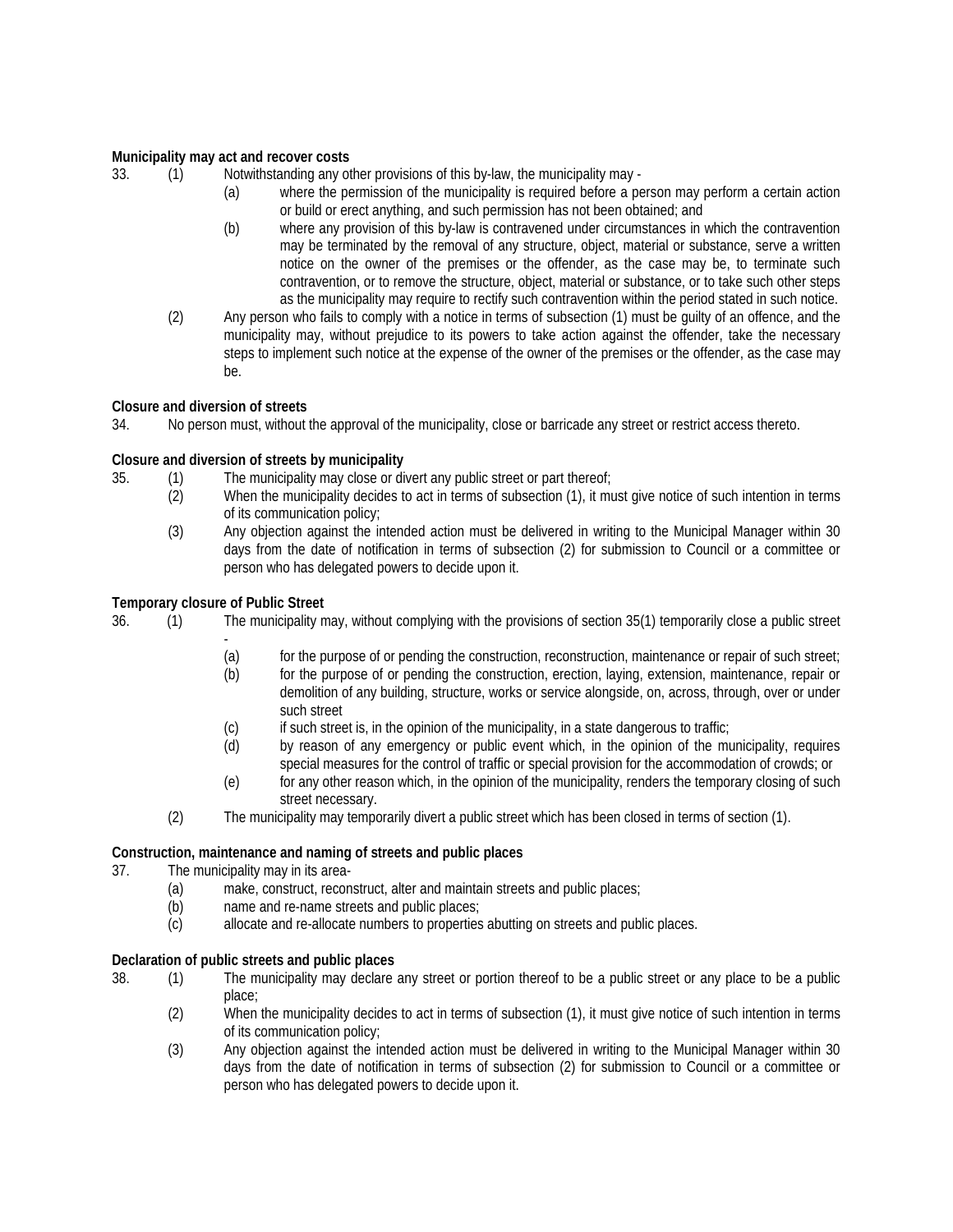**Municipality may act and recover costs**

33. (1) Notwithstanding any other provisions of this by-law, the municipality may -

   (a) where the permission of the municipality is required before a person may perform a certain action or build or erect anything, and such permission has not been obtained; and

   (b) where any provision of this by-law is contravened under circumstances in which the contravention may be terminated by the removal of any structure, object, material or substance, serve a written notice on the owner of the premises or the offender, as the case may be, to terminate such contravention, or to remove the structure, object, material or substance, or to take such other steps as the municipality may require to rectify such contravention within the period stated in such notice.

   (2) Any person who fails to comply with a notice in terms of subsection (1) must be guilty of an offence, and the municipality may, without prejudice to its powers to take action against the offender, take the necessary steps to implement such notice at the expense of the owner of the premises or the offender, as the case may be.

**Closure and diversion of streets**

34. No person must, without the approval of the municipality, close or barricade any street or restrict access thereto.

**Closure and diversion of streets by municipality**

35. (1) The municipality may close or divert any public street or part thereof;

   (2) When the municipality decides to act in terms of subsection (1), it must give notice of such intention in terms of its communication policy;

   (3) Any objection against the intended action must be delivered in writing to the Municipal Manager within 30 days from the date of notification in terms of subsection (2) for submission to Council or a committee or person who has delegated powers to decide upon it.

**Temporary closure of Public Street**

36. (1) The municipality may, without complying with the provisions of section 35(1) temporarily close a public street -

   (a) for the purpose of or pending the construction, reconstruction, maintenance or repair of such street;

   (b) for the purpose of or pending the construction, erection, laying, extension, maintenance, repair or demolition of any building, structure, works or service alongside, on, across, through, over or under such street

   (c) if such street is, in the opinion of the municipality, in a state dangerous to traffic;

   (d) by reason of any emergency or public event which, in the opinion of the municipality, requires special measures for the control of traffic or special provision for the accommodation of crowds; or

   (e) for any other reason which, in the opinion of the municipality, renders the temporary closing of such street necessary.

   (2) The municipality may temporarily divert a public street which has been closed in terms of section (1).

**Construction, maintenance and naming of streets and public places**

37. The municipality may in its area-

   (a) make, construct, reconstruct, alter and maintain streets and public places;

   (b) name and re-name streets and public places;

   (c) allocate and re-allocate numbers to properties abutting on streets and public places.

**Declaration of public streets and public places**

38. (1) The municipality may declare any street or portion thereof to be a public street or any place to be a public place;

   (2) When the municipality decides to act in terms of subsection (1), it must give notice of such intention in terms of its communication policy;

   (3) Any objection against the intended action must be delivered in writing to the Municipal Manager within 30 days from the date of notification in terms of subsection (2) for submission to Council or a committee or person who has delegated powers to decide upon it.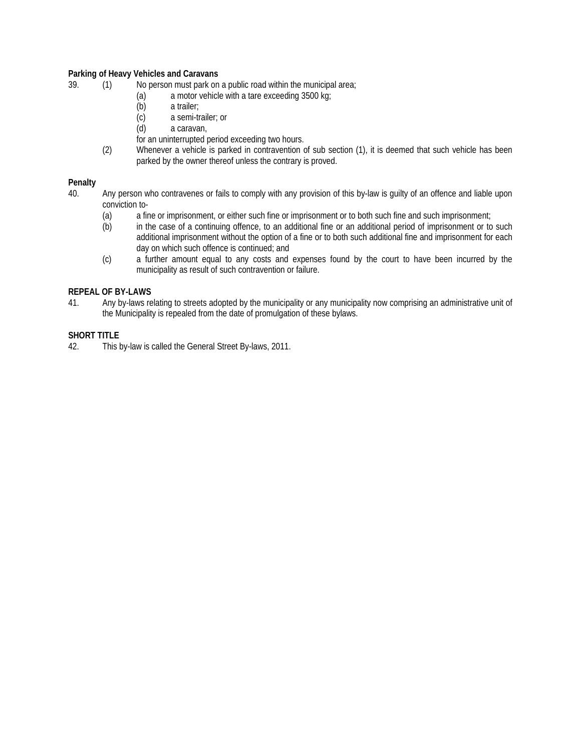**Parking of Heavy Vehicles and Caravans**

39. (1) No person must park on a public road within the municipal area;
    - (a) a motor vehicle with a tare exceeding 3500 kg;
    - (b) a trailer;
    - (c) a semi-trailer; or
    - (d) a caravan,

    for an uninterrupted period exceeding two hours.

    (2) Whenever a vehicle is parked in contravention of sub section (1), it is deemed that such vehicle has been parked by the owner thereof unless the contrary is proved.

**Penalty**

40. Any person who contravenes or fails to comply with any provision of this by-law is guilty of an offence and liable upon conviction to-
    - (a) a fine or imprisonment, or either such fine or imprisonment or to both such fine and such imprisonment;
    - (b) in the case of a continuing offence, to an additional fine or an additional period of imprisonment or to such additional imprisonment without the option of a fine or to both such additional fine and imprisonment for each day on which such offence is continued; and
    - (c) a further amount equal to any costs and expenses found by the court to have been incurred by the municipality as result of such contravention or failure.

**REPEAL OF BY-LAWS**

41. Any by-laws relating to streets adopted by the municipality or any municipality now comprising an administrative unit of the Municipality is repealed from the date of promulgation of these bylaws.

**SHORT TITLE**

42. This by-law is called the General Street By-laws, 2011.